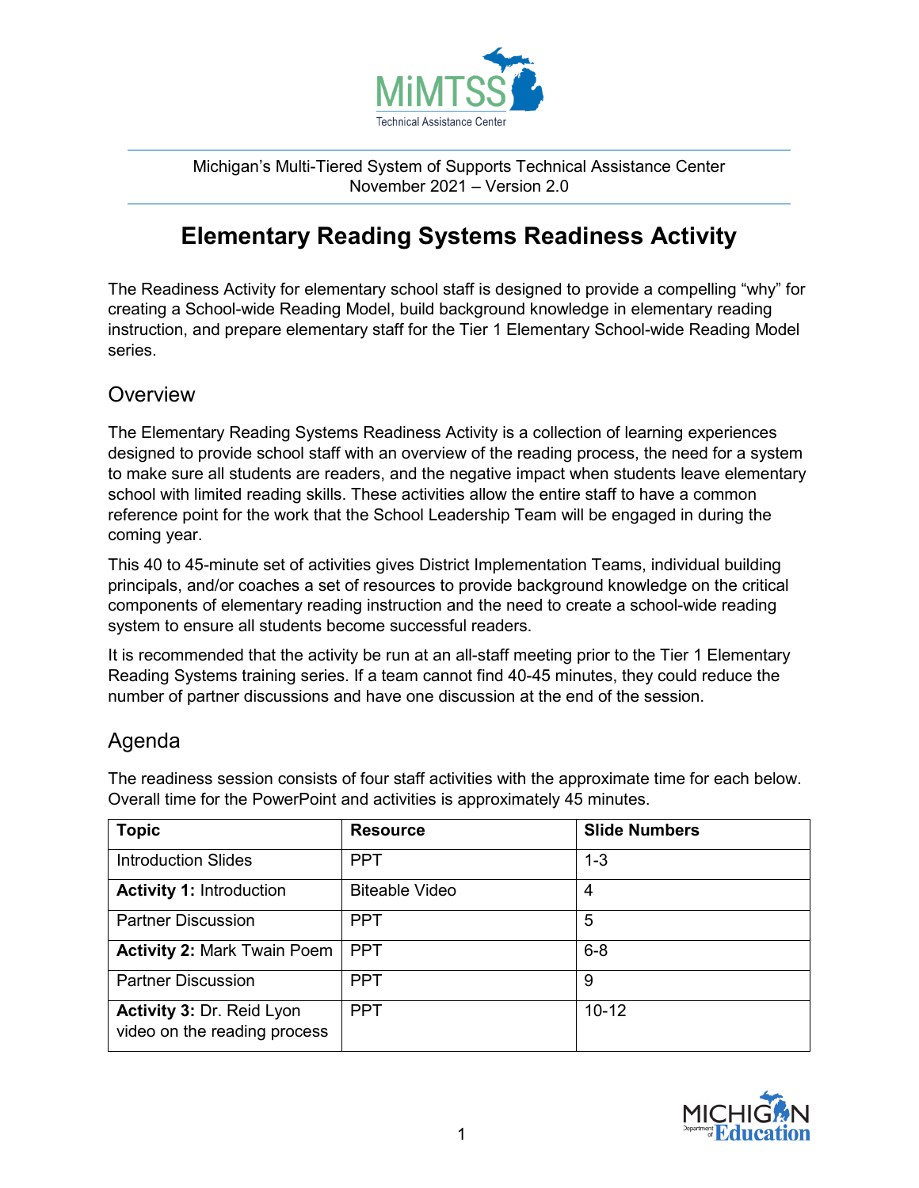Michigan's Multi-Tiered System of Supports Technical Assistance Center
November 2021 – Version 2.0

# Elementary Reading Systems Readiness Activity

The Readiness Activity for elementary school staff is designed to provide a compelling "why" for creating a School-wide Reading Model, build background knowledge in elementary reading instruction, and prepare elementary staff for the Tier 1 Elementary School-wide Reading Model series.

## Overview

The Elementary Reading Systems Readiness Activity is a collection of learning experiences designed to provide school staff with an overview of the reading process, the need for a system to make sure all students are readers, and the negative impact when students leave elementary school with limited reading skills. These activities allow the entire staff to have a common reference point for the work that the School Leadership Team will be engaged in during the coming year.

This 40 to 45-minute set of activities gives District Implementation Teams, individual building principals, and/or coaches a set of resources to provide background knowledge on the critical components of elementary reading instruction and the need to create a school-wide reading system to ensure all students become successful readers.

It is recommended that the activity be run at an all-staff meeting prior to the Tier 1 Elementary Reading Systems training series. If a team cannot find 40-45 minutes, they could reduce the number of partner discussions and have one discussion at the end of the session.

## Agenda

The readiness session consists of four staff activities with the approximate time for each below. Overall time for the PowerPoint and activities is approximately 45 minutes.

| Topic | Resource | Slide Numbers |
|---|---|---|
| Introduction Slides | PPT | 1-3 |
| **Activity 1:** Introduction | Biteable Video | 4 |
| Partner Discussion | PPT | 5 |
| **Activity 2:** Mark Twain Poem | PPT | 6-8 |
| Partner Discussion | PPT | 9 |
| **Activity 3:** Dr. Reid Lyon video on the reading process | PPT | 10-12 |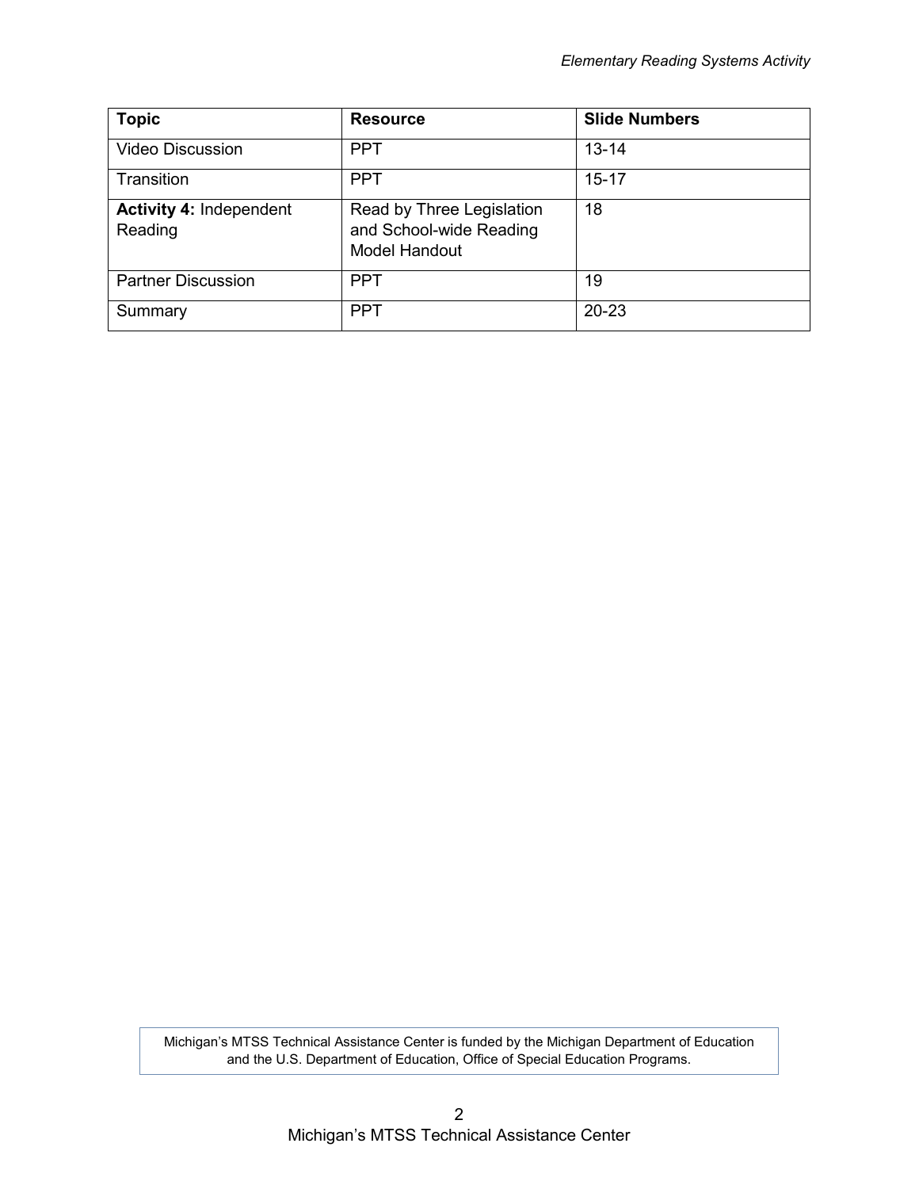| Topic | Resource | Slide Numbers |
|---|---|---|
| Video Discussion | PPT | 13-14 |
| Transition | PPT | 15-17 |
| **Activity 4:** Independent Reading | Read by Three Legislation and School-wide Reading Model Handout | 18 |
| Partner Discussion | PPT | 19 |
| Summary | PPT | 20-23 |

Michigan's MTSS Technical Assistance Center is funded by the Michigan Department of Education and the U.S. Department of Education, Office of Special Education Programs.